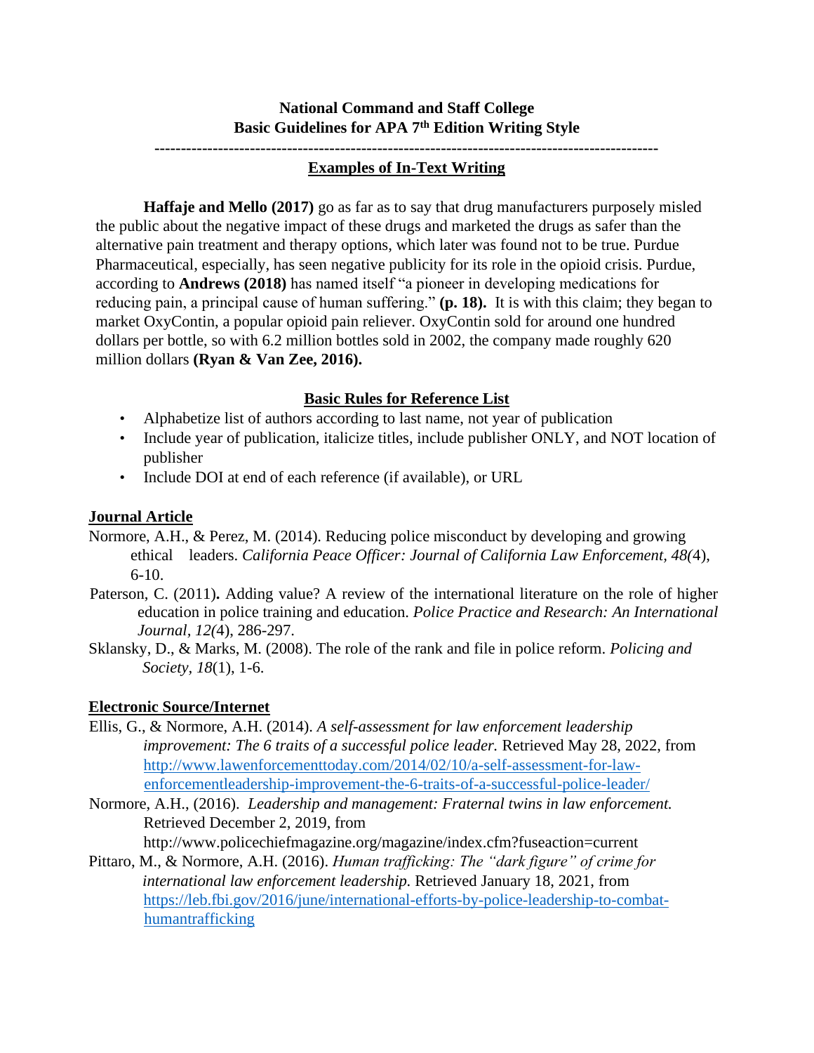**National Command and Staff College**
**Basic Guidelines for APA 7th Edition Writing Style**

---

## Examples of In-Text Writing

**Haffaje and Mello (2017)** go as far as to say that drug manufacturers purposely misled the public about the negative impact of these drugs and marketed the drugs as safer than the alternative pain treatment and therapy options, which later was found not to be true. Purdue Pharmaceutical, especially, has seen negative publicity for its role in the opioid crisis. Purdue, according to **Andrews (2018)** has named itself "a pioneer in developing medications for reducing pain, a principal cause of human suffering." **(p. 18).** It is with this claim; they began to market OxyContin, a popular opioid pain reliever. OxyContin sold for around one hundred dollars per bottle, so with 6.2 million bottles sold in 2002, the company made roughly 620 million dollars **(Ryan & Van Zee, 2016).**

## Basic Rules for Reference List

- Alphabetize list of authors according to last name, not year of publication
- Include year of publication, italicize titles, include publisher ONLY, and NOT location of publisher
- Include DOI at end of each reference (if available), or URL

### Journal Article

Normore, A.H., & Perez, M. (2014). Reducing police misconduct by developing and growing ethical leaders. *California Peace Officer: Journal of California Law Enforcement, 48(*4), 6-10.

Paterson, C. (2011)**.** Adding value? A review of the international literature on the role of higher education in police training and education. *Police Practice and Research: An International Journal, 12(*4), 286-297.

Sklansky, D., & Marks, M. (2008). The role of the rank and file in police reform. *Policing and Society, 18*(1), 1-6.

### Electronic Source/Internet

Ellis, G., & Normore, A.H. (2014). *A self-assessment for law enforcement leadership improvement: The 6 traits of a successful police leader.* Retrieved May 28, 2022, from http://www.lawenforcementtoday.com/2014/02/10/a-self-assessment-for-law-enforcementleadership-improvement-the-6-traits-of-a-successful-police-leader/

Normore, A.H., (2016). *Leadership and management: Fraternal twins in law enforcement.* Retrieved December 2, 2019, from http://www.policechiefmagazine.org/magazine/index.cfm?fuseaction=current

Pittaro, M., & Normore, A.H. (2016). *Human trafficking: The "dark figure" of crime for international law enforcement leadership.* Retrieved January 18, 2021, from https://leb.fbi.gov/2016/june/international-efforts-by-police-leadership-to-combat-humantrafficking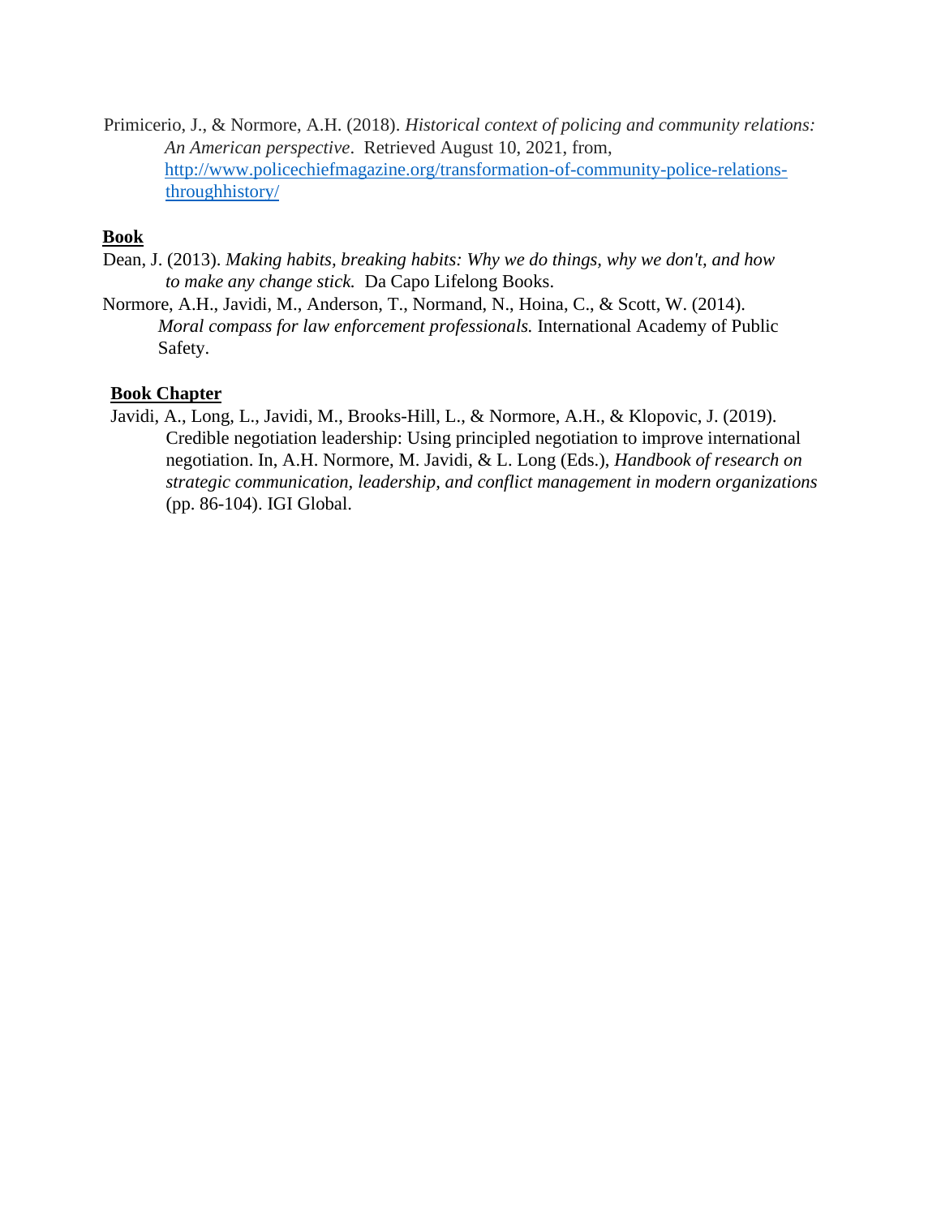Primicerio, J., & Normore, A.H. (2018). *Historical context of policing and community relations: An American perspective*. Retrieved August 10, 2021, from, [http://www.policechiefmagazine.org/transformation-of-community-police-relations-throughhistory/](http://www.policechiefmagazine.org/transformation-of-community-police-relations-throughhistory/)

**Book**

Dean, J. (2013). *Making habits, breaking habits: Why we do things, why we don't, and how to make any change stick.* Da Capo Lifelong Books.

Normore, A.H., Javidi, M., Anderson, T., Normand, N., Hoina, C., & Scott, W. (2014). *Moral compass for law enforcement professionals.* International Academy of Public Safety.

**Book Chapter**

Javidi, A., Long, L., Javidi, M., Brooks-Hill, L., & Normore, A.H., & Klopovic, J. (2019). Credible negotiation leadership: Using principled negotiation to improve international negotiation. In, A.H. Normore, M. Javidi, & L. Long (Eds.), *Handbook of research on strategic communication, leadership, and conflict management in modern organizations* (pp. 86-104). IGI Global.